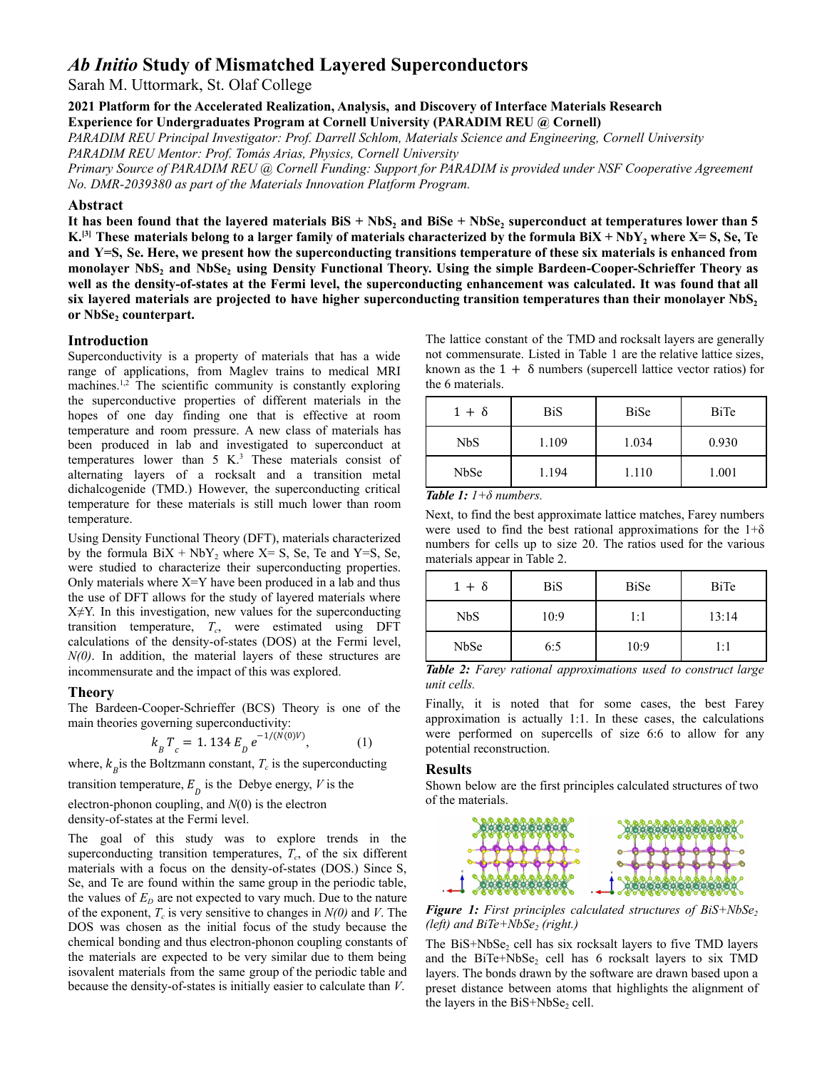# *Ab Initio* Study of Mismatched Layered Superconductors

Sarah M. Uttormark, St. Olaf College

**2021 Platform for the Accelerated Realization, Analysis, and Discovery of Interface Materials Research Experience for Undergraduates Program at Cornell University (PARADIM REU @ Cornell)**

*PARADIM REU Principal Investigator: Prof. Darrell Schlom, Materials Science and Engineering, Cornell University*

*PARADIM REU Mentor: Prof. Tomás Arias, Physics, Cornell University*

*Primary Source of PARADIM REU @ Cornell Funding: Support for PARADIM is provided under NSF Cooperative Agreement No. DMR-2039380 as part of the Materials Innovation Platform Program.*

## Abstract

**It has been found that the layered materials BiS + $NbS_2$ and BiSe + $NbSe_2$ superconduct at temperatures lower than 5 K.[3] These materials belong to a larger family of materials characterized by the formula BiX + $NbY_2$ where X= S, Se, Te and Y=S, Se. Here, we present how the superconducting transitions temperature of these six materials is enhanced from monolayer $NbS_2$ and $NbSe_2$ using Density Functional Theory. Using the simple Bardeen-Cooper-Schrieffer Theory as well as the density-of-states at the Fermi level, the superconducting enhancement was calculated. It was found that all six layered materials are projected to have higher superconducting transition temperatures than their monolayer $NbS_2$ or $NbSe_2$ counterpart.**

## Introduction

Superconductivity is a property of materials that has a wide range of applications, from Maglev trains to medical MRI machines.[1,2] The scientific community is constantly exploring the superconductive properties of different materials in the hopes of one day finding one that is effective at room temperature and room pressure. A new class of materials has been produced in lab and investigated to superconduct at temperatures lower than 5 K.[3] These materials consist of alternating layers of a rocksalt and a transition metal dichalcogenide (TMD.) However, the superconducting critical temperature for these materials is still much lower than room temperature.

Using Density Functional Theory (DFT), materials characterized by the formula BiX + $NbY_2$ where X= S, Se, Te and Y=S, Se, were studied to characterize their superconducting properties. Only materials where X=Y have been produced in a lab and thus the use of DFT allows for the study of layered materials where X≠Y. In this investigation, new values for the superconducting transition temperature, $T_c$, were estimated using DFT calculations of the density-of-states (DOS) at the Fermi level, *N(0)*. In addition, the material layers of these structures are incommensurate and the impact of this was explored.

## Theory

The Bardeen-Cooper-Schrieffer (BCS) Theory is one of the main theories governing superconductivity:

$$k_B T_c = 1.134\, E_D\, e^{-1/(N(0)V)}, \qquad (1)$$

where, $k_B$ is the Boltzmann constant, $T_c$ is the superconducting transition temperature, $E_D$ is the Debye energy, $V$ is the electron-phonon coupling, and $N(0)$ is the electron density-of-states at the Fermi level.

The goal of this study was to explore trends in the superconducting transition temperatures, $T_c$, of the six different materials with a focus on the density-of-states (DOS.) Since S, Se, and Te are found within the same group in the periodic table, the values of $E_D$ are not expected to vary much. Due to the nature of the exponent, $T_c$ is very sensitive to changes in *N(0)* and *V*. The DOS was chosen as the initial focus of the study because the chemical bonding and thus electron-phonon coupling constants of the materials are expected to be very similar due to them being isovalent materials from the same group of the periodic table and because the density-of-states is initially easier to calculate than *V*.

The lattice constant of the TMD and rocksalt layers are generally not commensurate. Listed in Table 1 are the relative lattice sizes, known as the 1 + δ numbers (supercell lattice vector ratios) for the 6 materials.

| 1 + δ | BiS | BiSe | BiTe |
|---|---|---|---|
| NbS | 1.109 | 1.034 | 0.930 |
| NbSe | 1.194 | 1.110 | 1.001 |

***Table 1:*** *1+δ numbers.*

Next, to find the best approximate lattice matches, Farey numbers were used to find the best rational approximations for the 1+δ numbers for cells up to size 20. The ratios used for the various materials appear in Table 2.

| 1 + δ | BiS | BiSe | BiTe |
|---|---|---|---|
| NbS | 10:9 | 1:1 | 13:14 |
| NbSe | 6:5 | 10:9 | 1:1 |

***Table 2:*** *Farey rational approximations used to construct large unit cells.*

Finally, it is noted that for some cases, the best Farey approximation is actually 1:1. In these cases, the calculations were performed on supercells of size 6:6 to allow for any potential reconstruction.

## Results

Shown below are the first principles calculated structures of two of the materials.

***Figure 1:*** *First principles calculated structures of BiS+$NbSe_2$ (left) and BiTe+$NbSe_2$ (right.)*

The BiS+$NbSe_2$ cell has six rocksalt layers to five TMD layers and the BiTe+$NbSe_2$ cell has 6 rocksalt layers to six TMD layers. The bonds drawn by the software are drawn based upon a preset distance between atoms that highlights the alignment of the layers in the BiS+$NbSe_2$ cell.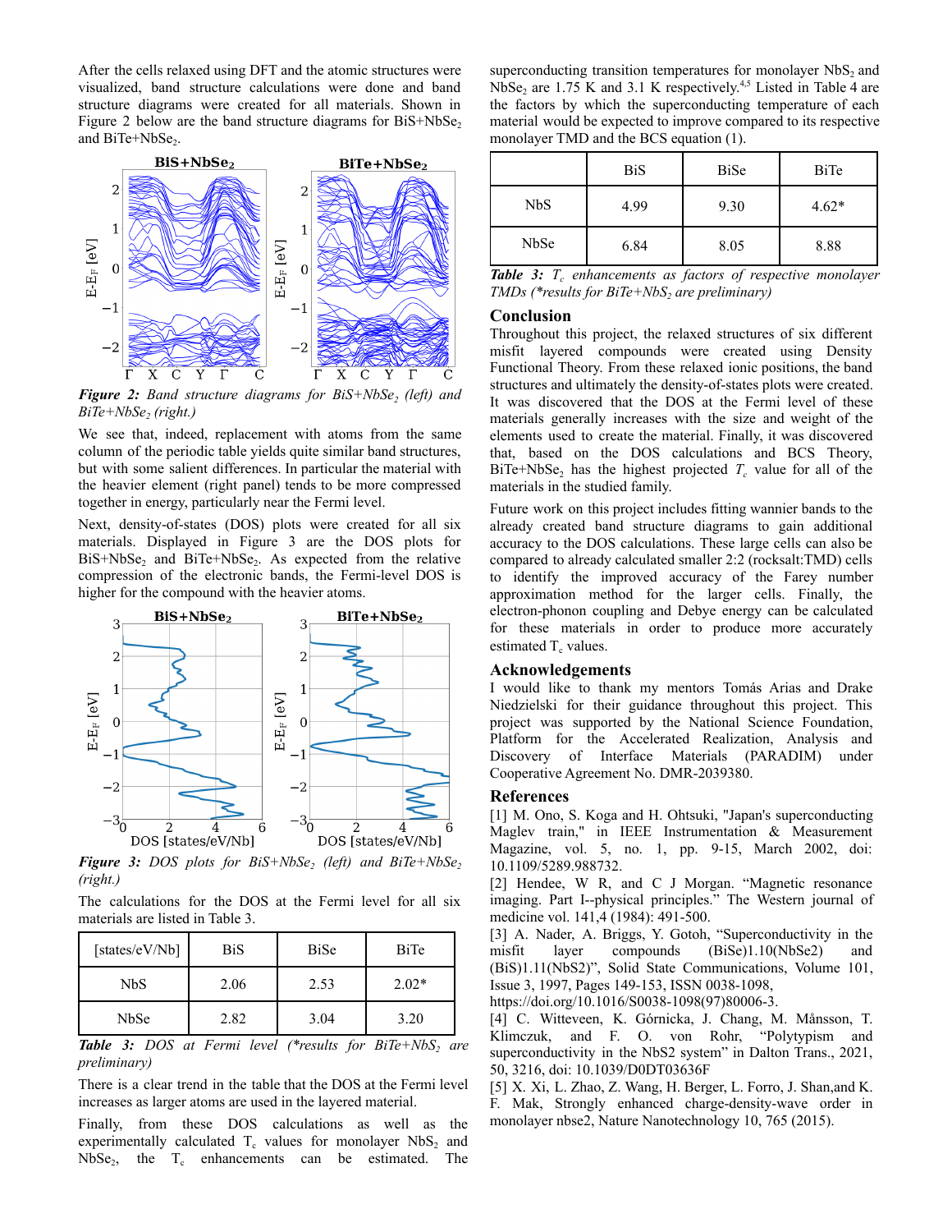After the cells relaxed using DFT and the atomic structures were visualized, band structure calculations were done and band structure diagrams were created for all materials. Shown in Figure 2 below are the band structure diagrams for BiS+$NbSe_2$ and BiTe+$NbSe_2$.

**BiS+NbSe₂**

**BiTe+NbSe₂**

E-E_F [eV]

2
1
0
−1
−2

Γ X C Y Γ C

***Figure 2:*** *Band structure diagrams for BiS+$NbSe_2$ (left) and BiTe+$NbSe_2$ (right).*

We see that, indeed, replacement with atoms from the same column of the periodic table yields quite similar band structures, but with some salient differences. In particular the material with the heavier element (right panel) tends to be more compressed together in energy, particularly near the Fermi level.

Next, density-of-states (DOS) plots were created for all six materials. Displayed in Figure 3 are the DOS plots for BiS+$NbSe_2$ and BiTe+$NbSe_2$. As expected from the relative compression of the electronic bands, the Fermi-level DOS is higher for the compound with the heavier atoms.

**BiS+NbSe₂**

**BiTe+NbSe₂**

E-E_F [eV]

3
2
1
0
−1
−2
−3

0 2 4 6

DOS [states/eV/Nb]

***Figure 3:*** *DOS plots for BiS+$NbSe_2$ (left) and BiTe+$NbSe_2$ (right.)*

The calculations for the DOS at the Fermi level for all six materials are listed in Table 3.

| [states/eV/Nb] | BiS | BiSe | BiTe |
|---|---|---|---|
| NbS | 2.06 | 2.53 | 2.02* |
| NbSe | 2.82 | 3.04 | 3.20 |

***Table 3:*** *DOS at Fermi level (\*results for BiTe+$NbS_2$ are preliminary)*

There is a clear trend in the table that the DOS at the Fermi level increases as larger atoms are used in the layered material.

Finally, from these DOS calculations as well as the experimentally calculated $T_c$ values for monolayer $NbS_2$ and $NbSe_2$, the $T_c$ enhancements can be estimated. The superconducting transition temperatures for monolayer $NbS_2$ and $NbSe_2$ are 1.75 K and 3.1 K respectively.[4,5] Listed in Table 4 are the factors by which the superconducting temperature of each material would be expected to improve compared to its respective monolayer TMD and the BCS equation (1).

| | BiS | BiSe | BiTe |
|---|---|---|---|
| NbS | 4.99 | 9.30 | 4.62* |
| NbSe | 6.84 | 8.05 | 8.88 |

***Table 3:*** *$T_c$ enhancements as factors of respective monolayer TMDs (\*results for BiTe+$NbS_2$ are preliminary)*

## Conclusion

Throughout this project, the relaxed structures of six different misfit layered compounds were created using Density Functional Theory. From these relaxed ionic positions, the band structures and ultimately the density-of-states plots were created. It was discovered that the DOS at the Fermi level of these materials generally increases with the size and weight of the elements used to create the material. Finally, it was discovered that, based on the DOS calculations and BCS Theory, BiTe+$NbSe_2$ has the highest projected $T_c$ value for all of the materials in the studied family.

Future work on this project includes fitting wannier bands to the already created band structure diagrams to gain additional accuracy to the DOS calculations. These large cells can also be compared to already calculated smaller 2:2 (rocksalt:TMD) cells to identify the improved accuracy of the Farey number approximation method for the larger cells. Finally, the electron-phonon coupling and Debye energy can be calculated for these materials in order to produce more accurately estimated $T_c$ values.

## Acknowledgements

I would like to thank my mentors Tomás Arias and Drake Niedzielski for their guidance throughout this project. This project was supported by the National Science Foundation, Platform for the Accelerated Realization, Analysis and Discovery of Interface Materials (PARADIM) under Cooperative Agreement No. DMR-2039380.

## References

[1] M. Ono, S. Koga and H. Ohtsuki, "Japan's superconducting Maglev train," in IEEE Instrumentation & Measurement Magazine, vol. 5, no. 1, pp. 9-15, March 2002, doi: 10.1109/5289.988732.

[2] Hendee, W R, and C J Morgan. "Magnetic resonance imaging. Part I--physical principles." The Western journal of medicine vol. 141,4 (1984): 491-500.

[3] A. Nader, A. Briggs, Y. Gotoh, "Superconductivity in the misfit layer compounds (BiSe)1.10(NbSe2) and (BiS)1.11(NbS2)", Solid State Communications, Volume 101, Issue 3, 1997, Pages 149-153, ISSN 0038-1098, https://doi.org/10.1016/S0038-1098(97)80006-3.

[4] C. Witteveen, K. Górnicka, J. Chang, M. Månsson, T. Klimczuk, and F. O. von Rohr, "Polytypism and superconductivity in the NbS2 system" in Dalton Trans., 2021, 50, 3216, doi: 10.1039/D0DT03636F

[5] X. Xi, L. Zhao, Z. Wang, H. Berger, L. Forro, J. Shan,and K. F. Mak, Strongly enhanced charge-density-wave order in monolayer nbse2, Nature Nanotechnology 10, 765 (2015).